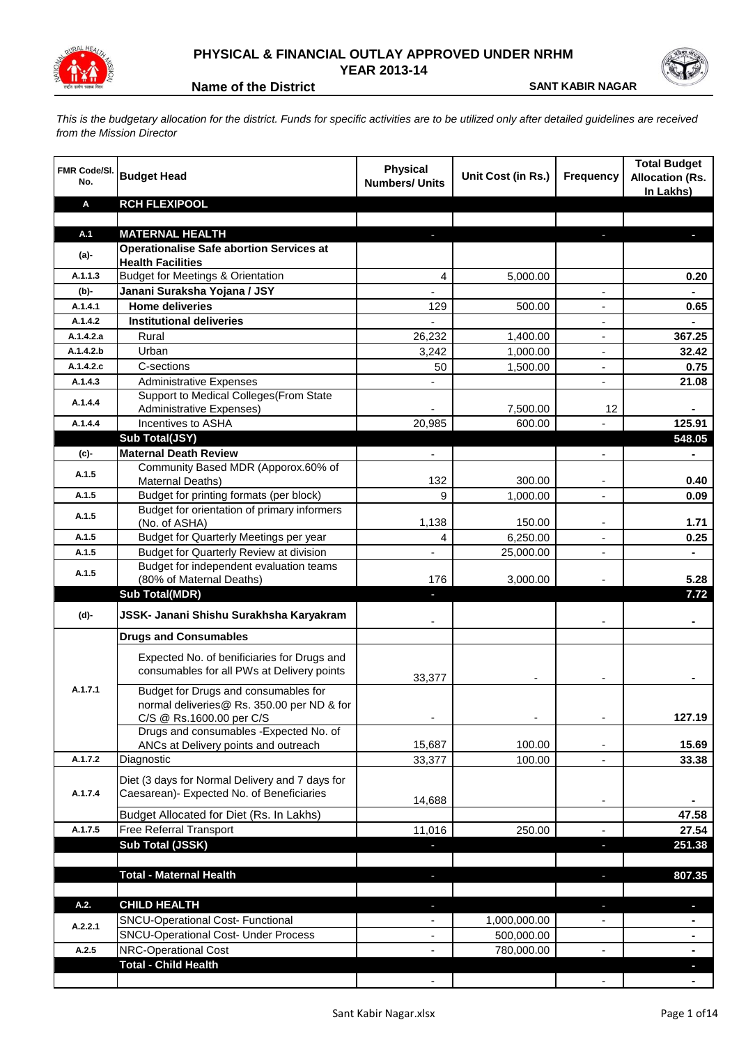# PHYSICAL & FINANCIAL OUTLAY APPROVED UNDER NRHM

## YEAR 2013-14

**Name of the District** **SANT KABIR NAGAR**

*This is the budgetary allocation for the district. Funds for specific activities are to be utilized only after detailed guidelines are received from the Mission Director*

| FMR Code/Sl. No. | Budget Head | Physical Numbers/ Units | Unit Cost (in Rs.) | Frequency | Total Budget Allocation (Rs. In Lakhs) |
|---|---|---|---|---|---|
| **A** | **RCH FLEXIPOOL** | | | | |
| | | | | | |
| **A.1** | **MATERNAL HEALTH** | - | | - | - |
| **(a)-** | **Operationalise Safe abortion Services at Health Facilities** | | | | |
| A.1.1.3 | Budget for Meetings & Orientation | 4 | 5,000.00 | | **0.20** |
| **(b)-** | **Janani Suraksha Yojana / JSY** | - | | - | - |
| A.1.4.1 | **Home deliveries** | 129 | 500.00 | - | **0.65** |
| A.1.4.2 | **Institutional deliveries** | - | | - | - |
| A.1.4.2.a | Rural | 26,232 | 1,400.00 | - | **367.25** |
| A.1.4.2.b | Urban | 3,242 | 1,000.00 | - | **32.42** |
| A.1.4.2.c | C-sections | 50 | 1,500.00 | - | **0.75** |
| A.1.4.3 | Administrative Expenses | - | | - | **21.08** |
| A.1.4.4 | Support to Medical Colleges(From State Administrative Expenses) | - | 7,500.00 | 12 | - |
| A.1.4.4 | Incentives to ASHA | 20,985 | 600.00 | - | **125.91** |
| | **Sub Total(JSY)** | | | | **548.05** |
| **(c)-** | **Maternal Death Review** | - | | - | - |
| A.1.5 | Community Based MDR (Apporox.60% of Maternal Deaths) | 132 | 300.00 | - | **0.40** |
| A.1.5 | Budget for printing formats (per block) | 9 | 1,000.00 | - | **0.09** |
| A.1.5 | Budget for orientation of primary informers (No. of ASHA) | 1,138 | 150.00 | - | **1.71** |
| A.1.5 | Budget for Quarterly Meetings per year | 4 | 6,250.00 | - | **0.25** |
| A.1.5 | Budget for Quarterly Review at division | - | 25,000.00 | - | - |
| A.1.5 | Budget for independent evaluation teams (80% of Maternal Deaths) | 176 | 3,000.00 | - | **5.28** |
| | **Sub Total(MDR)** | - | | | **7.72** |
| **(d)-** | **JSSK- Janani Shishu Surakhsha Karyakram** | - | | - | - |
| | **Drugs and Consumables** | | | | |
| A.1.7.1 | Expected No. of benificiaries for Drugs and consumables for all PWs at Delivery points | 33,377 | - | - | - |
| | Budget for Drugs and consumables for normal deliveries@ Rs. 350.00 per ND & for C/S @ Rs.1600.00 per C/S | - | - | - | **127.19** |
| | Drugs and consumables -Expected No. of ANCs at Delivery points and outreach | 15,687 | 100.00 | - | **15.69** |
| A.1.7.2 | Diagnostic | 33,377 | 100.00 | - | **33.38** |
| A.1.7.4 | Diet (3 days for Normal Delivery and 7 days for Caesarean)- Expected No. of Beneficiaries | 14,688 | | - | - |
| | Budget Allocated for Diet (Rs. In Lakhs) | | | | **47.58** |
| A.1.7.5 | Free Referral Transport | 11,016 | 250.00 | - | **27.54** |
| | **Sub Total (JSSK)** | - | | - | **251.38** |
| | | | | | |
| | **Total - Maternal Health** | - | | - | **807.35** |
| | | | | | |
| **A.2.** | **CHILD HEALTH** | - | | - | - |
| A.2.2.1 | SNCU-Operational Cost- Functional | - | 1,000,000.00 | - | - |
| | SNCU-Operational Cost- Under Process | - | 500,000.00 | | - |
| A.2.5 | NRC-Operational Cost | - | 780,000.00 | - | - |
| | **Total - Child Health** | | | | - |
| | | - | | - | - |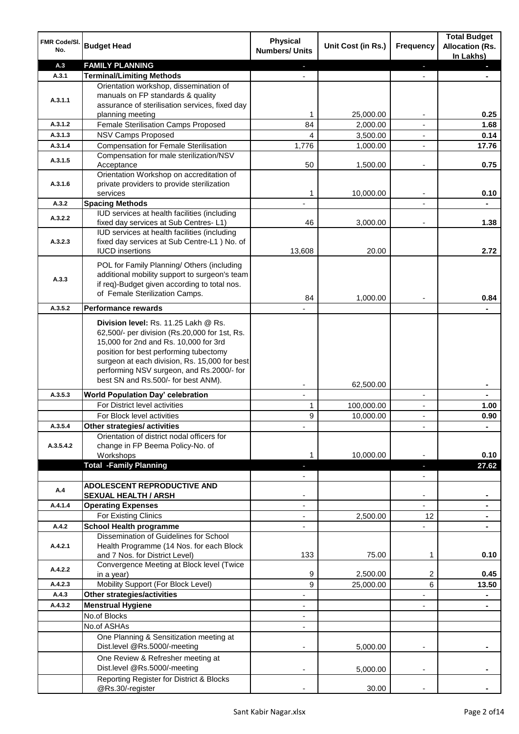| FMR Code/Sl. No. | Budget Head | Physical Numbers/ Units | Unit Cost (in Rs.) | Frequency | Total Budget Allocation (Rs. In Lakhs) |
|---|---|---|---|---|---|
| A.3 | **FAMILY PLANNING** | - | | - | - |
| A.3.1 | **Terminal/Limiting Methods** | - | | - | - |
| A.3.1.1 | Orientation workshop, dissemination of manuals on FP standards & quality assurance of sterilisation services, fixed day planning meeting | 1 | 25,000.00 | - | 0.25 |
| A.3.1.2 | Female Sterilisation Camps Proposed | 84 | 2,000.00 | - | 1.68 |
| A.3.1.3 | NSV Camps Proposed | 4 | 3,500.00 | - | 0.14 |
| A.3.1.4 | Compensation for Female Sterilisation | 1,776 | 1,000.00 | - | 17.76 |
| A.3.1.5 | Compensation for male sterilization/NSV Acceptance | 50 | 1,500.00 | - | 0.75 |
| A.3.1.6 | Orientation Workshop on accreditation of private providers to provide sterilization services | 1 | 10,000.00 | - | 0.10 |
| A.3.2 | **Spacing Methods** | - | | - | - |
| A.3.2.2 | IUD services at health facilities (including fixed day services at Sub Centres- L1) | 46 | 3,000.00 | - | 1.38 |
| A.3.2.3 | IUD services at health facilities (including fixed day services at Sub Centre-L1 ) No. of IUCD insertions | 13,608 | 20.00 | | 2.72 |
| A.3.3 | POL for Family Planning/ Others (including additional mobility support to surgeon's team if req)-Budget given according to total nos. of Female Sterilization Camps. | 84 | 1,000.00 | - | 0.84 |
| A.3.5.2 | **Performance rewards** | - | | | - |
| | **Division level:** Rs. 11.25 Lakh @ Rs. 62,500/- per division (Rs.20,000 for 1st, Rs. 15,000 for 2nd and Rs. 10,000 for 3rd position for best performing tubectomy surgeon at each division, Rs. 15,000 for best performing NSV surgeon, and Rs.2000/- for best SN and Rs.500/- for best ANM). | - | 62,500.00 | | - |
| A.3.5.3 | **World Population Day' celebration** | - | | - | - |
| | For District level activities | 1 | 100,000.00 | - | 1.00 |
| | For Block level activities | 9 | 10,000.00 | - | 0.90 |
| A.3.5.4 | **Other strategies/ activities** | - | | - | - |
| A.3.5.4.2 | Orientation of district nodal officers for change in FP Beema Policy-No. of Workshops | 1 | 10,000.00 | - | 0.10 |
| | **Total -Family Planning** | - | | - | **27.62** |
| | | - | | - | |
| A.4 | **ADOLESCENT REPRODUCTIVE AND SEXUAL HEALTH / ARSH** | - | | - | - |
| A.4.1.4 | **Operating Expenses** | - | | - | - |
| | For Existing Clinics | - | 2,500.00 | 12 | - |
| A.4.2 | **School Health programme** | - | | - | - |
| A.4.2.1 | Dissemination of Guidelines for School Health Programme (14 Nos. for each Block and 7 Nos. for District Level) | 133 | 75.00 | 1 | 0.10 |
| A.4.2.2 | Convergence Meeting at Block level (Twice in a year) | 9 | 2,500.00 | 2 | 0.45 |
| A.4.2.3 | Mobility Support (For Block Level) | 9 | 25,000.00 | 6 | 13.50 |
| A.4.3 | **Other strategies/activities** | - | | - | - |
| A.4.3.2 | **Menstrual Hygiene** | - | | - | - |
| | No.of Blocks | - | | | |
| | No.of ASHAs | - | | | |
| | One Planning & Sensitization meeting at Dist.level @Rs.5000/-meeting | - | 5,000.00 | - | - |
| | One Review & Refresher meeting at Dist.level @Rs.5000/-meeting | - | 5,000.00 | - | - |
| | Reporting Register for District & Blocks @Rs.30/-register | - | 30.00 | - | - |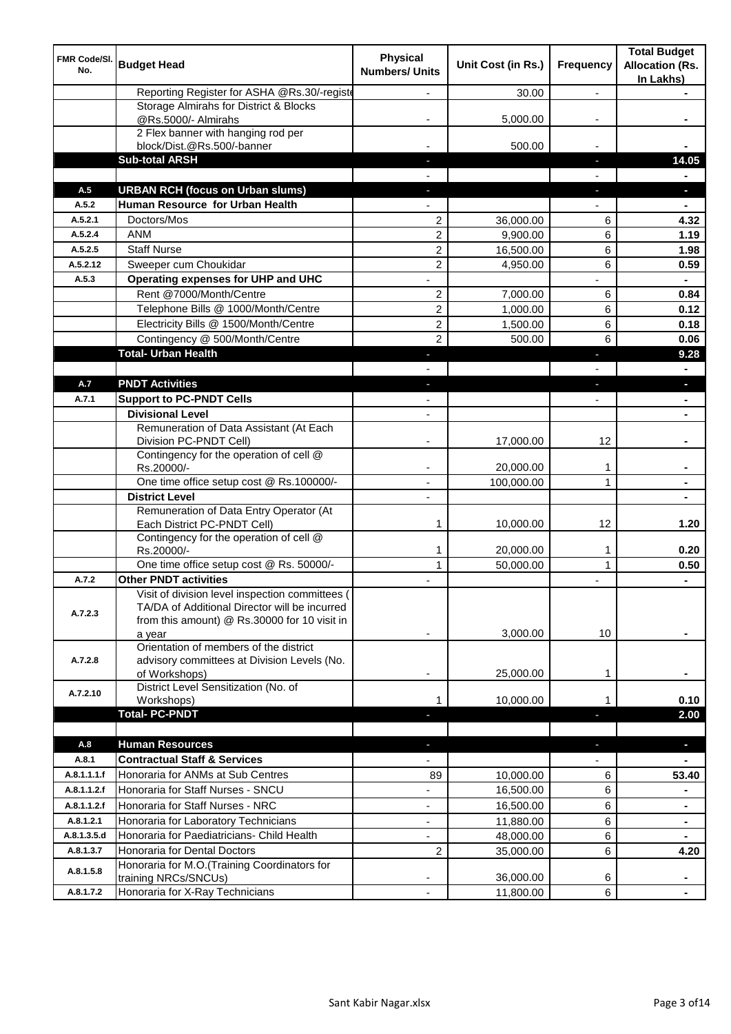| FMR Code/Sl. No. | Budget Head | Physical Numbers/ Units | Unit Cost (in Rs.) | Frequency | Total Budget Allocation (Rs. In Lakhs) |
|---|---|---|---|---|---|
| | Reporting Register for ASHA @Rs.30/-registe | - | 30.00 | - | - |
| | Storage Almirahs for District & Blocks @Rs.5000/- Almirahs | - | 5,000.00 | - | - |
| | 2 Flex banner with hanging rod per block/Dist.@Rs.500/-banner | - | 500.00 | - | - |
| | **Sub-total ARSH** | - | | - | **14.05** |
| | | - | | - | - |
| A.5 | **URBAN RCH (focus on Urban slums)** | - | | - | - |
| A.5.2 | **Human Resource for Urban Health** | - | | - | - |
| A.5.2.1 | Doctors/Mos | 2 | 36,000.00 | 6 | **4.32** |
| A.5.2.4 | ANM | 2 | 9,900.00 | 6 | **1.19** |
| A.5.2.5 | Staff Nurse | 2 | 16,500.00 | 6 | **1.98** |
| A.5.2.12 | Sweeper cum Choukidar | 2 | 4,950.00 | 6 | **0.59** |
| A.5.3 | **Operating expenses for UHP and UHC** | - | | - | - |
| | Rent @7000/Month/Centre | 2 | 7,000.00 | 6 | **0.84** |
| | Telephone Bills @ 1000/Month/Centre | 2 | 1,000.00 | 6 | **0.12** |
| | Electricity Bills @ 1500/Month/Centre | 2 | 1,500.00 | 6 | **0.18** |
| | Contingency @ 500/Month/Centre | 2 | 500.00 | 6 | **0.06** |
| | **Total- Urban Health** | - | | - | **9.28** |
| | | - | | - | - |
| A.7 | **PNDT Activities** | - | | - | - |
| A.7.1 | **Support to PC-PNDT Cells** | - | | - | - |
| | **Divisional Level** | - | | | - |
| | Remuneration of Data Assistant (At Each Division PC-PNDT Cell) | - | 17,000.00 | 12 | - |
| | Contingency for the operation of cell @ Rs.20000/- | - | 20,000.00 | 1 | - |
| | One time office setup cost @ Rs.100000/- | - | 100,000.00 | 1 | - |
| | **District Level** | - | | | - |
| | Remuneration of Data Entry Operator (At Each District PC-PNDT Cell) | 1 | 10,000.00 | 12 | **1.20** |
| | Contingency for the operation of cell @ Rs.20000/- | 1 | 20,000.00 | 1 | **0.20** |
| | One time office setup cost @ Rs. 50000/- | 1 | 50,000.00 | 1 | **0.50** |
| A.7.2 | **Other PNDT activities** | - | | - | - |
| A.7.2.3 | Visit of division level inspection committees ( TA/DA of Additional Director will be incurred from this amount) @ Rs.30000 for 10 visit in a year | - | 3,000.00 | 10 | - |
| A.7.2.8 | Orientation of members of the district advisory committees at Division Levels (No. of Workshops) | - | 25,000.00 | 1 | - |
| A.7.2.10 | District Level Sensitization (No. of Workshops) | 1 | 10,000.00 | 1 | **0.10** |
| | **Total- PC-PNDT** | - | | - | **2.00** |
| | | | | | |
| A.8 | **Human Resources** | - | | - | - |
| A.8.1 | **Contractual Staff & Services** | - | | - | - |
| A.8.1.1.1.f | Honoraria for ANMs at Sub Centres | 89 | 10,000.00 | 6 | **53.40** |
| A.8.1.1.2.f | Honoraria for Staff Nurses - SNCU | - | 16,500.00 | 6 | - |
| A.8.1.1.2.f | Honoraria for Staff Nurses - NRC | - | 16,500.00 | 6 | - |
| A.8.1.2.1 | Honoraria for Laboratory Technicians | - | 11,880.00 | 6 | - |
| A.8.1.3.5.d | Honoraria for Paediatricians- Child Health | - | 48,000.00 | 6 | - |
| A.8.1.3.7 | Honoraria for Dental Doctors | 2 | 35,000.00 | 6 | **4.20** |
| A.8.1.5.8 | Honoraria for M.O.(Training Coordinators for training NRCs/SNCUs) | - | 36,000.00 | 6 | - |
| A.8.1.7.2 | Honoraria for X-Ray Technicians | - | 11,800.00 | 6 | - |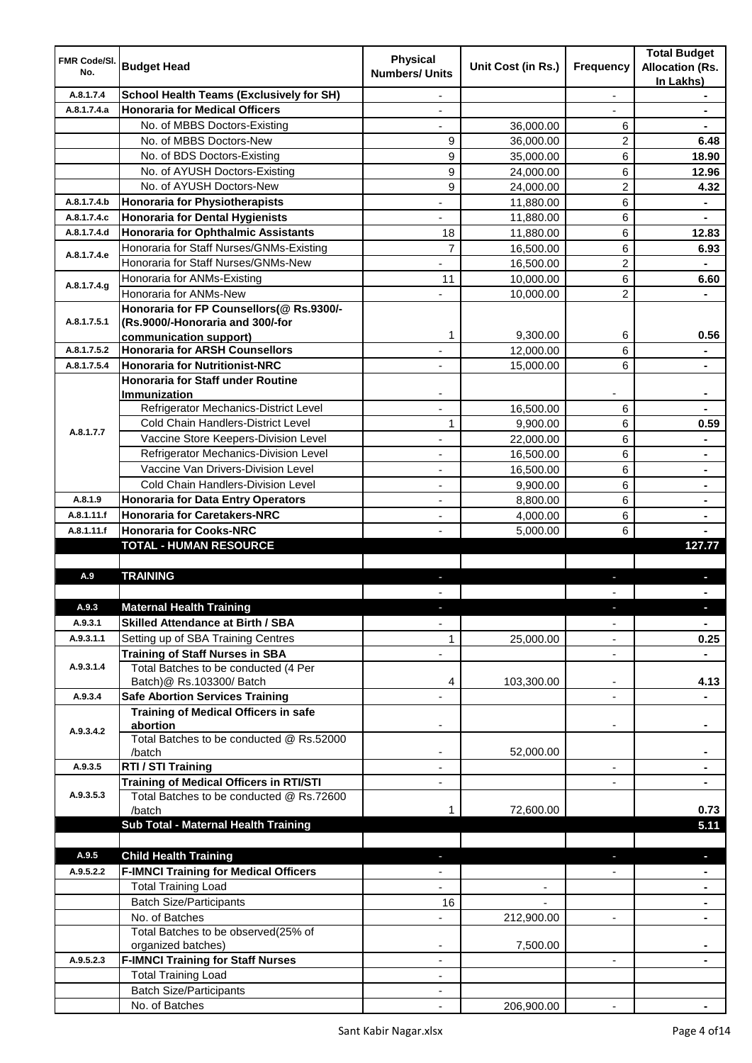| FMR Code/Sl. No. | Budget Head | Physical Numbers/ Units | Unit Cost (in Rs.) | Frequency | Total Budget Allocation (Rs. In Lakhs) |
|---|---|---|---|---|---|
| A.8.1.7.4 | **School Health Teams (Exclusively for SH)** | - | | - | - |
| A.8.1.7.4.a | **Honoraria for Medical Officers** | - | | - | - |
| | No. of MBBS Doctors-Existing | - | 36,000.00 | 6 | - |
| | No. of MBBS Doctors-New | 9 | 36,000.00 | 2 | **6.48** |
| | No. of BDS Doctors-Existing | 9 | 35,000.00 | 6 | **18.90** |
| | No. of AYUSH Doctors-Existing | 9 | 24,000.00 | 6 | **12.96** |
| | No. of AYUSH Doctors-New | 9 | 24,000.00 | 2 | **4.32** |
| A.8.1.7.4.b | **Honoraria for Physiotherapists** | - | 11,880.00 | 6 | - |
| A.8.1.7.4.c | **Honoraria for Dental Hygienists** | - | 11,880.00 | 6 | - |
| A.8.1.7.4.d | **Honoraria for Ophthalmic Assistants** | 18 | 11,880.00 | 6 | **12.83** |
| A.8.1.7.4.e | Honoraria for Staff Nurses/GNMs-Existing | 7 | 16,500.00 | 6 | **6.93** |
| | Honoraria for Staff Nurses/GNMs-New | - | 16,500.00 | 2 | - |
| A.8.1.7.4.g | Honoraria for ANMs-Existing | 11 | 10,000.00 | 6 | **6.60** |
| | Honoraria for ANMs-New | - | 10,000.00 | 2 | - |
| A.8.1.7.5.1 | **Honoraria for FP Counsellors(@ Rs.9300/- (Rs.9000/-Honoraria and 300/-for communication support)** | 1 | 9,300.00 | 6 | **0.56** |
| A.8.1.7.5.2 | **Honoraria for ARSH Counsellors** | - | 12,000.00 | 6 | - |
| A.8.1.7.5.4 | **Honoraria for Nutritionist-NRC** | - | 15,000.00 | 6 | - |
| A.8.1.7.7 | **Honoraria for Staff under Routine Immunization** | - | | - | - |
| | Refrigerator Mechanics-District Level | - | 16,500.00 | 6 | - |
| | Cold Chain Handlers-District Level | 1 | 9,900.00 | 6 | **0.59** |
| | Vaccine Store Keepers-Division Level | - | 22,000.00 | 6 | - |
| | Refrigerator Mechanics-Division Level | - | 16,500.00 | 6 | - |
| | Vaccine Van Drivers-Division Level | - | 16,500.00 | 6 | - |
| | Cold Chain Handlers-Division Level | - | 9,900.00 | 6 | - |
| A.8.1.9 | **Honoraria for Data Entry Operators** | - | 8,800.00 | 6 | - |
| A.8.1.11.f | **Honoraria for Caretakers-NRC** | - | 4,000.00 | 6 | - |
| A.8.1.11.f | **Honoraria for Cooks-NRC** | - | 5,000.00 | 6 | - |
| | **TOTAL - HUMAN RESOURCE** | | | | **127.77** |
| | | | | | |
| A.9 | **TRAINING** | - | | - | - |
| | | - | | - | - |
| A.9.3 | **Maternal Health Training** | - | | - | - |
| A.9.3.1 | **Skilled Attendance at Birth / SBA** | - | | - | - |
| A.9.3.1.1 | Setting up of SBA Training Centres | 1 | 25,000.00 | - | **0.25** |
| A.9.3.1.4 | **Training of Staff Nurses in SBA** | - | | - | - |
| | Total Batches to be conducted (4 Per Batch)@ Rs.103300/ Batch | 4 | 103,300.00 | - | **4.13** |
| A.9.3.4 | **Safe Abortion Services Training** | - | | - | - |
| A.9.3.4.2 | **Training of Medical Officers in safe abortion** | - | | - | - |
| | Total Batches to be conducted @ Rs.52000 /batch | - | 52,000.00 | | - |
| A.9.3.5 | **RTI / STI Training** | - | | - | - |
| A.9.3.5.3 | **Training of Medical Officers in RTI/STI** | - | | - | - |
| | Total Batches to be conducted @ Rs.72600 /batch | 1 | 72,600.00 | | **0.73** |
| | **Sub Total - Maternal Health Training** | | | | **5.11** |
| | | | | | |
| A.9.5 | **Child Health Training** | - | | - | - |
| A.9.5.2.2 | **F-IMNCI Training for Medical Officers** | - | | - | - |
| | Total Training Load | - | - | | - |
| | Batch Size/Participants | 16 | - | | - |
| | No. of Batches | - | 212,900.00 | - | - |
| | Total Batches to be observed(25% of organized batches) | - | 7,500.00 | | - |
| A.9.5.2.3 | **F-IMNCI Training for Staff Nurses** | - | | - | - |
| | Total Training Load | - | | | |
| | Batch Size/Participants | - | | | |
| | No. of Batches | - | 206,900.00 | - | - |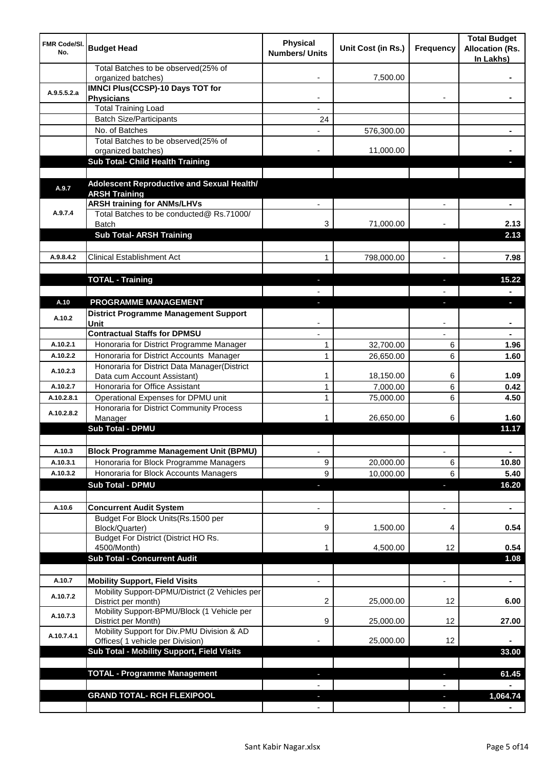| FMR Code/Sl. No. | Budget Head | Physical Numbers/ Units | Unit Cost (in Rs.) | Frequency | Total Budget Allocation (Rs. In Lakhs) |
|---|---|---|---|---|---|
| | Total Batches to be observed(25% of organized batches) | - | 7,500.00 | | - |
| A.9.5.5.2.a | **IMNCI Plus(CCSP)-10 Days TOT for Physicians** | - | | - | - |
| | Total Training Load | - | | | |
| | Batch Size/Participants | 24 | | | |
| | No. of Batches | - | 576,300.00 | | - |
| | Total Batches to be observed(25% of organized batches) | - | 11,000.00 | | - |
| | **Sub Total- Child Health Training** | | | | - |
| | | | | | |
| A.9.7 | **Adolescent Reproductive and Sexual Health/ ARSH Training** | | | | |
| A.9.7.4 | **ARSH training for ANMs/LHVs** | - | | - | - |
| | Total Batches to be conducted@ Rs.71000/ Batch | 3 | 71,000.00 | - | 2.13 |
| | **Sub Total- ARSH Training** | | | | **2.13** |
| | | | | | |
| A.9.8.4.2 | Clinical Establishment Act | 1 | 798,000.00 | - | 7.98 |
| | | | | | |
| | **TOTAL - Training** | - | | - | **15.22** |
| | | - | | - | - |
| A.10 | **PROGRAMME MANAGEMENT** | - | | - | - |
| A.10.2 | **District Programme Management Support Unit** | - | | - | - |
| | **Contractual Staffs for DPMSU** | - | | - | - |
| A.10.2.1 | Honoraria for District Programme Manager | 1 | 32,700.00 | 6 | 1.96 |
| A.10.2.2 | Honoraria for District Accounts Manager | 1 | 26,650.00 | 6 | 1.60 |
| A.10.2.3 | Honoraria for District Data Manager(District Data cum Account Assistant) | 1 | 18,150.00 | 6 | 1.09 |
| A.10.2.7 | Honoraria for Office Assistant | 1 | 7,000.00 | 6 | 0.42 |
| A.10.2.8.1 | Operational Expenses for DPMU unit | 1 | 75,000.00 | 6 | 4.50 |
| A.10.2.8.2 | Honoraria for District Community Process Manager | 1 | 26,650.00 | 6 | 1.60 |
| | **Sub Total - DPMU** | | | | **11.17** |
| | | | | | |
| A.10.3 | **Block Programme Management Unit (BPMU)** | - | | - | - |
| A.10.3.1 | Honoraria for Block Programme Managers | 9 | 20,000.00 | 6 | 10.80 |
| A.10.3.2 | Honoraria for Block Accounts Managers | 9 | 10,000.00 | 6 | 5.40 |
| | **Sub Total - DPMU** | - | | - | **16.20** |
| | | | | | |
| A.10.6 | **Concurrent Audit System** | - | | - | - |
| | Budget For Block Units(Rs.1500 per Block/Quarter) | 9 | 1,500.00 | 4 | 0.54 |
| | Budget For District (District HO Rs. 4500/Month) | 1 | 4,500.00 | 12 | 0.54 |
| | **Sub Total - Concurrent Audit** | | | | **1.08** |
| | | | | | |
| A.10.7 | **Mobility Support, Field Visits** | - | | - | - |
| A.10.7.2 | Mobility Support-DPMU/District (2 Vehicles per District per month) | 2 | 25,000.00 | 12 | 6.00 |
| A.10.7.3 | Mobility Support-BPMU/Block (1 Vehicle per District per Month) | 9 | 25,000.00 | 12 | 27.00 |
| A.10.7.4.1 | Mobility Support for Div.PMU Division & AD Offices( 1 vehicle per Division) | - | 25,000.00 | 12 | - |
| | **Sub Total - Mobility Support, Field Visits** | | | | **33.00** |
| | | | | | |
| | **TOTAL - Programme Management** | - | | - | **61.45** |
| | | - | | - | - |
| | **GRAND TOTAL- RCH FLEXIPOOL** | - | | - | **1,064.74** |
| | | - | | - | - |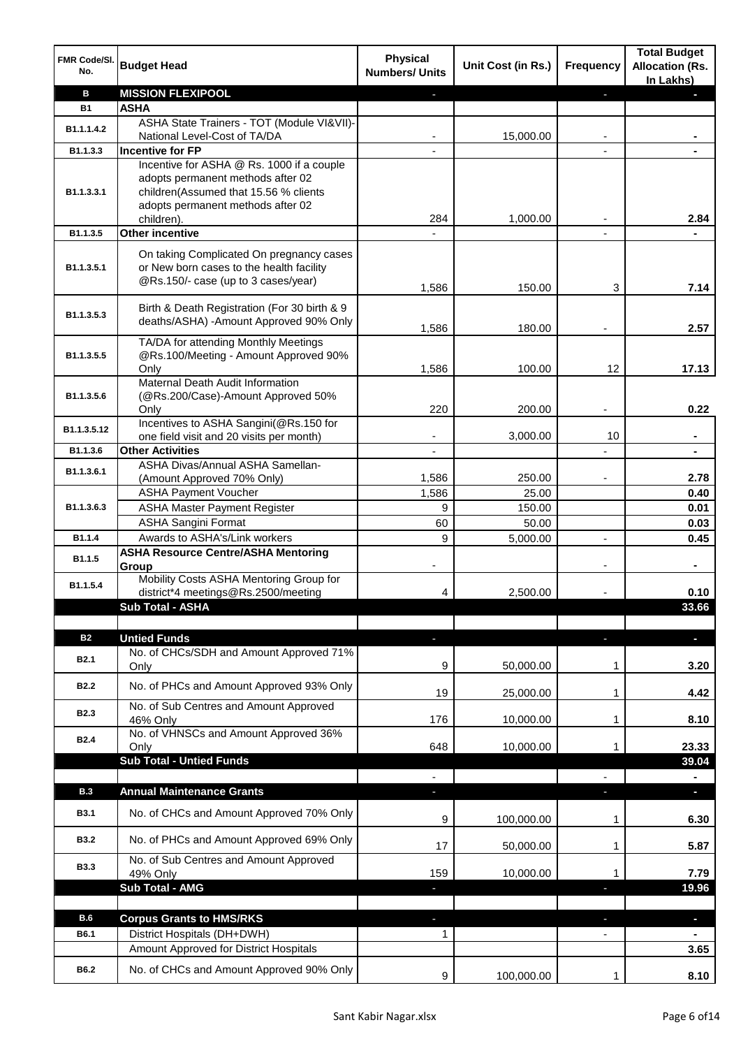| FMR Code/Sl. No. | Budget Head | Physical Numbers/ Units | Unit Cost (in Rs.) | Frequency | Total Budget Allocation (Rs. In Lakhs) |
|---|---|---|---|---|---|
| B | MISSION FLEXIPOOL | - | | - | - |
| B1 | ASHA | | | | |
| B1.1.1.4.2 | ASHA State Trainers - TOT (Module VI&VII)-National Level-Cost of TA/DA | - | 15,000.00 | - | - |
| B1.1.3.3 | Incentive for FP | - | | - | - |
| B1.1.3.3.1 | Incentive for ASHA @ Rs. 1000 if a couple adopts permanent methods after 02 children(Assumed that 15.56 % clients adopts permanent methods after 02 children). | 284 | 1,000.00 | - | 2.84 |
| B1.1.3.5 | Other incentive | - | | - | - |
| B1.1.3.5.1 | On taking Complicated On pregnancy cases or New born cases to the health facility @Rs.150/- case (up to 3 cases/year) | 1,586 | 150.00 | 3 | 7.14 |
| B1.1.3.5.3 | Birth & Death Registration (For 30 birth & 9 deaths/ASHA) -Amount Approved 90% Only | 1,586 | 180.00 | - | 2.57 |
| B1.1.3.5.5 | TA/DA for attending Monthly Meetings @Rs.100/Meeting - Amount Approved 90% Only | 1,586 | 100.00 | 12 | 17.13 |
| B1.1.3.5.6 | Maternal Death Audit Information (@Rs.200/Case)-Amount Approved 50% Only | 220 | 200.00 | - | 0.22 |
| B1.1.3.5.12 | Incentives to ASHA Sangini(@Rs.150 for one field visit and 20 visits per month) | - | 3,000.00 | 10 | - |
| B1.1.3.6 | Other Activities | - | | - | - |
| B1.1.3.6.1 | ASHA Divas/Annual ASHA Samellan-(Amount Approved 70% Only) | 1,586 | 250.00 | - | 2.78 |
| B1.1.3.6.3 | ASHA Payment Voucher | 1,586 | 25.00 | | 0.40 |
| | ASHA Master Payment Register | 9 | 150.00 | | 0.01 |
| | ASHA Sangini Format | 60 | 50.00 | | 0.03 |
| B1.1.4 | Awards to ASHA's/Link workers | 9 | 5,000.00 | - | 0.45 |
| B1.1.5 | ASHA Resource Centre/ASHA Mentoring Group | - | | - | - |
| B1.1.5.4 | Mobility Costs ASHA Mentoring Group for district*4 meetings@Rs.2500/meeting | 4 | 2,500.00 | - | 0.10 |
| | Sub Total - ASHA | | | | 33.66 |
| | | | | | |
| B2 | Untied Funds | - | | - | - |
| B2.1 | No. of CHCs/SDH and Amount Approved 71% Only | 9 | 50,000.00 | 1 | 3.20 |
| B2.2 | No. of PHCs and Amount Approved 93% Only | 19 | 25,000.00 | 1 | 4.42 |
| B2.3 | No. of Sub Centres and Amount Approved 46% Only | 176 | 10,000.00 | 1 | 8.10 |
| B2.4 | No. of VHNSCs and Amount Approved 36% Only | 648 | 10,000.00 | 1 | 23.33 |
| | Sub Total - Untied Funds | | | | 39.04 |
| | | - | | - | - |
| B.3 | Annual Maintenance Grants | - | | - | - |
| B3.1 | No. of CHCs and Amount Approved 70% Only | 9 | 100,000.00 | 1 | 6.30 |
| B3.2 | No. of PHCs and Amount Approved 69% Only | 17 | 50,000.00 | 1 | 5.87 |
| B3.3 | No. of Sub Centres and Amount Approved 49% Only | 159 | 10,000.00 | 1 | 7.79 |
| | Sub Total - AMG | - | | - | 19.96 |
| | | | | | |
| B.6 | Corpus Grants to HMS/RKS | - | | - | - |
| B6.1 | District Hospitals (DH+DWH) | 1 | | - | - |
| | Amount Approved for District Hospitals | | | | 3.65 |
| B6.2 | No. of CHCs and Amount Approved 90% Only | 9 | 100,000.00 | 1 | 8.10 |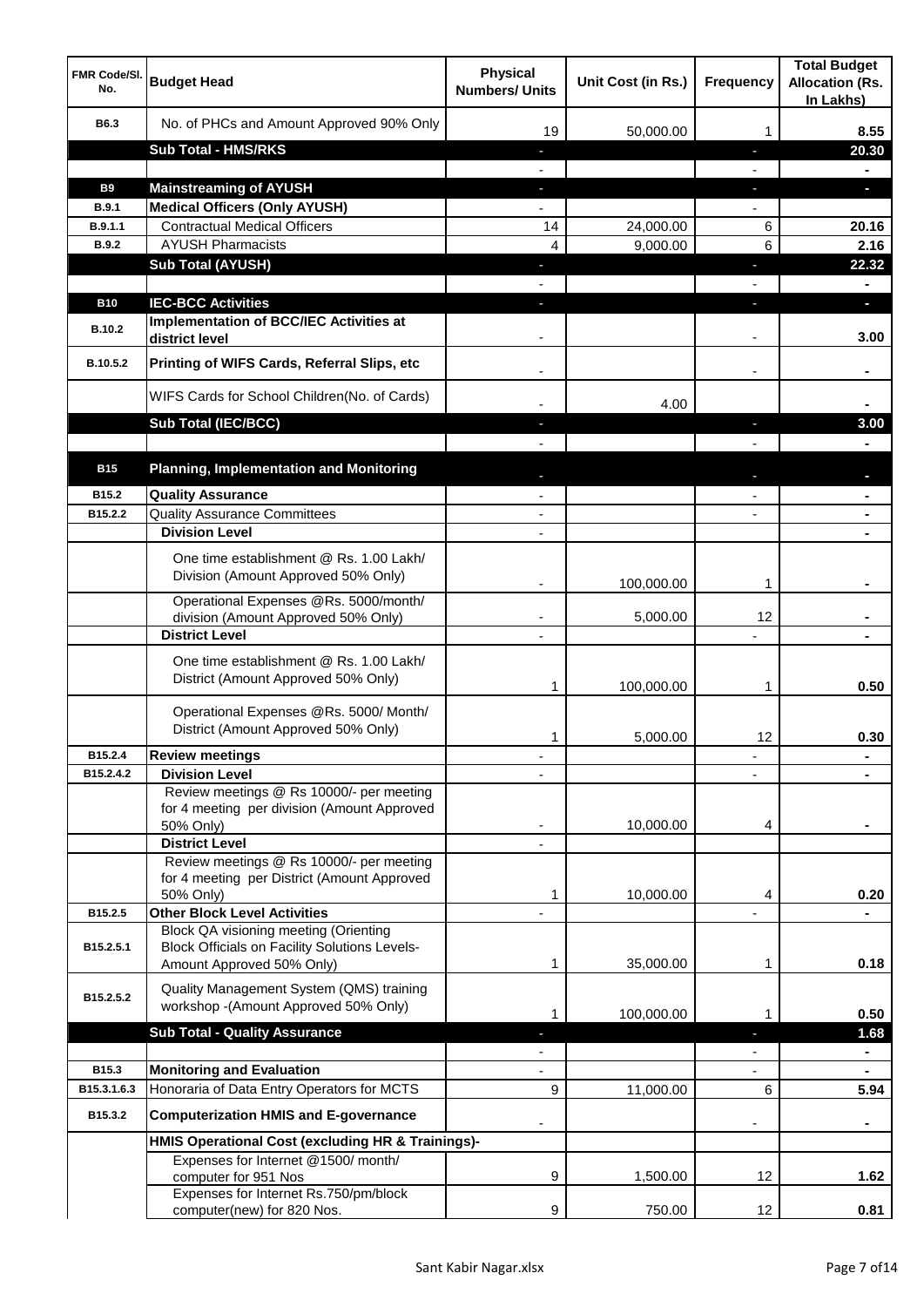| FMR Code/Sl. No. | Budget Head | Physical Numbers/ Units | Unit Cost (in Rs.) | Frequency | Total Budget Allocation (Rs. In Lakhs) |
|---|---|---|---|---|---|
| B6.3 | No. of PHCs and Amount Approved 90% Only | 19 | 50,000.00 | 1 | 8.55 |
| | **Sub Total - HMS/RKS** | - | | - | **20.30** |
| | | - | | - | - |
| **B9** | **Mainstreaming of AYUSH** | - | | - | - |
| **B.9.1** | **Medical Officers (Only AYUSH)** | - | | - | |
| B.9.1.1 | Contractual Medical Officers | 14 | 24,000.00 | 6 | 20.16 |
| B.9.2 | AYUSH Pharmacists | 4 | 9,000.00 | 6 | 2.16 |
| | **Sub Total (AYUSH)** | - | | - | **22.32** |
| | | - | | - | - |
| **B10** | **IEC-BCC Activities** | - | | - | - |
| B.10.2 | **Implementation of BCC/IEC Activities at district level** | - | | - | 3.00 |
| B.10.5.2 | **Printing of WIFS Cards, Referral Slips, etc** | - | | - | - |
| | WIFS Cards for School Children(No. of Cards) | - | 4.00 | | - |
| | **Sub Total (IEC/BCC)** | - | | - | **3.00** |
| | | - | | - | - |
| **B15** | **Planning, Implementation and Monitoring** | - | | - | - |
| B15.2 | **Quality Assurance** | - | | - | - |
| B15.2.2 | Quality Assurance Committees | - | | - | - |
| | **Division Level** | - | | | - |
| | One time establishment @ Rs. 1.00 Lakh/ Division (Amount Approved 50% Only) | - | 100,000.00 | 1 | - |
| | Operational Expenses @Rs. 5000/month/ division (Amount Approved 50% Only) | - | 5,000.00 | 12 | - |
| | **District Level** | - | | - | - |
| | One time establishment @ Rs. 1.00 Lakh/ District (Amount Approved 50% Only) | 1 | 100,000.00 | 1 | 0.50 |
| | Operational Expenses @Rs. 5000/ Month/ District (Amount Approved 50% Only) | 1 | 5,000.00 | 12 | 0.30 |
| B15.2.4 | **Review meetings** | - | | - | - |
| B15.2.4.2 | **Division Level** | - | | - | - |
| | Review meetings @ Rs 10000/- per meeting for 4 meeting per division (Amount Approved 50% Only) | - | 10,000.00 | 4 | - |
| | **District Level** | - | | | |
| | Review meetings @ Rs 10000/- per meeting for 4 meeting per District (Amount Approved 50% Only) | 1 | 10,000.00 | 4 | 0.20 |
| B15.2.5 | **Other Block Level Activities** | - | | - | - |
| B15.2.5.1 | Block QA visioning meeting (Orienting Block Officials on Facility Solutions Levels-Amount Approved 50% Only) | 1 | 35,000.00 | 1 | 0.18 |
| B15.2.5.2 | Quality Management System (QMS) training workshop -(Amount Approved 50% Only) | 1 | 100,000.00 | 1 | 0.50 |
| | **Sub Total - Quality Assurance** | - | | - | **1.68** |
| | | - | | - | - |
| B15.3 | **Monitoring and Evaluation** | - | | - | - |
| B15.3.1.6.3 | Honoraria of Data Entry Operators for MCTS | 9 | 11,000.00 | 6 | 5.94 |
| B15.3.2 | **Computerization HMIS and E-governance** | - | | - | - |
| | **HMIS Operational Cost (excluding HR & Trainings)-** | | | | |
| | Expenses for Internet @1500/ month/ computer for 951 Nos | 9 | 1,500.00 | 12 | 1.62 |
| | Expenses for Internet Rs.750/pm/block computer(new) for 820 Nos. | 9 | 750.00 | 12 | 0.81 |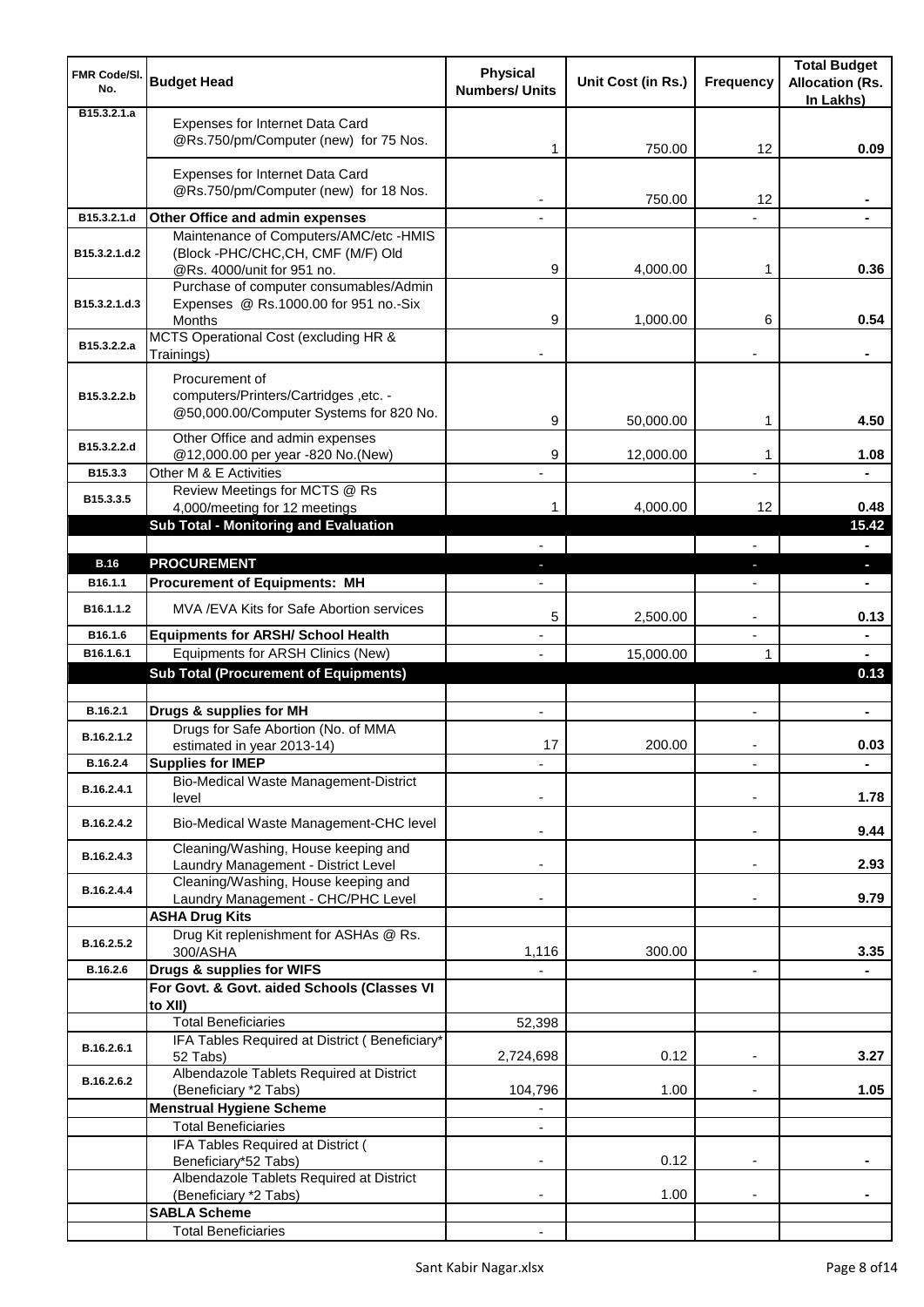| FMR Code/Sl. No. | Budget Head | Physical Numbers/ Units | Unit Cost (in Rs.) | Frequency | Total Budget Allocation (Rs. In Lakhs) |
|---|---|---|---|---|---|
| B15.3.2.1.a | Expenses for Internet Data Card @Rs.750/pm/Computer (new) for 75 Nos. | 1 | 750.00 | 12 | 0.09 |
| | Expenses for Internet Data Card @Rs.750/pm/Computer (new) for 18 Nos. | - | 750.00 | 12 | - |
| B15.3.2.1.d | **Other Office and admin expenses** | - | | - | - |
| B15.3.2.1.d.2 | Maintenance of Computers/AMC/etc -HMIS (Block -PHC/CHC,CH, CMF (M/F) Old @Rs. 4000/unit for 951 no. | 9 | 4,000.00 | 1 | 0.36 |
| B15.3.2.1.d.3 | Purchase of computer consumables/Admin Expenses @ Rs.1000.00 for 951 no.-Six Months | 9 | 1,000.00 | 6 | 0.54 |
| B15.3.2.2.a | MCTS Operational Cost (excluding HR & Trainings) | - | | - | - |
| B15.3.2.2.b | Procurement of computers/Printers/Cartridges ,etc. - @50,000.00/Computer Systems for 820 No. | 9 | 50,000.00 | 1 | 4.50 |
| B15.3.2.2.d | Other Office and admin expenses @12,000.00 per year -820 No.(New) | 9 | 12,000.00 | 1 | 1.08 |
| B15.3.3 | Other M & E Activities | - | | - | - |
| B15.3.3.5 | Review Meetings for MCTS @ Rs 4,000/meeting for 12 meetings | 1 | 4,000.00 | 12 | 0.48 |
| | **Sub Total - Monitoring and Evaluation** | | | | **15.42** |
| | | - | | - | - |
| **B.16** | **PROCUREMENT** | - | | - | - |
| B16.1.1 | **Procurement of Equipments: MH** | - | | - | - |
| B16.1.1.2 | MVA /EVA Kits for Safe Abortion services | 5 | 2,500.00 | - | 0.13 |
| B16.1.6 | **Equipments for ARSH/ School Health** | - | | - | - |
| B16.1.6.1 | Equipments for ARSH Clinics (New) | - | 15,000.00 | 1 | - |
| | **Sub Total (Procurement of Equipments)** | | | | **0.13** |
| | | | | | |
| B.16.2.1 | **Drugs & supplies for MH** | - | | - | - |
| B.16.2.1.2 | Drugs for Safe Abortion (No. of MMA estimated in year 2013-14) | 17 | 200.00 | - | 0.03 |
| B.16.2.4 | **Supplies for IMEP** | - | | - | - |
| B.16.2.4.1 | Bio-Medical Waste Management-District level | - | | - | 1.78 |
| B.16.2.4.2 | Bio-Medical Waste Management-CHC level | - | | - | 9.44 |
| B.16.2.4.3 | Cleaning/Washing, House keeping and Laundry Management - District Level | - | | - | 2.93 |
| B.16.2.4.4 | Cleaning/Washing, House keeping and Laundry Management - CHC/PHC Level | - | | - | 9.79 |
| | **ASHA Drug Kits** | | | | |
| B.16.2.5.2 | Drug Kit replenishment for ASHAs @ Rs. 300/ASHA | 1,116 | 300.00 | | 3.35 |
| B.16.2.6 | **Drugs & supplies for WIFS** | - | | - | - |
| | **For Govt. & Govt. aided Schools (Classes VI to XII)** | | | | |
| | Total Beneficiaries | 52,398 | | | |
| B.16.2.6.1 | IFA Tables Required at District ( Beneficiary* 52 Tabs) | 2,724,698 | 0.12 | - | 3.27 |
| B.16.2.6.2 | Albendazole Tablets Required at District (Beneficiary *2 Tabs) | 104,796 | 1.00 | - | 1.05 |
| | **Menstrual Hygiene Scheme** | - | | | |
| | Total Beneficiaries | - | | | |
| | IFA Tables Required at District ( Beneficiary*52 Tabs) | - | 0.12 | - | - |
| | Albendazole Tablets Required at District (Beneficiary *2 Tabs) | - | 1.00 | - | - |
| | **SABLA Scheme** | | | | |
| | Total Beneficiaries | - | | | |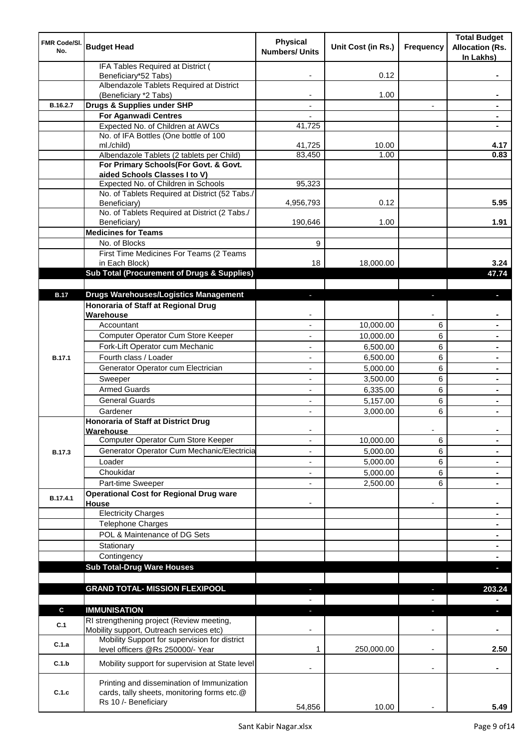| FMR Code/Sl. No. | Budget Head | Physical Numbers/ Units | Unit Cost (in Rs.) | Frequency | Total Budget Allocation (Rs. In Lakhs) |
|---|---|---|---|---|---|
| | IFA Tables Required at District ( Beneficiary*52 Tabs) | - | 0.12 | | - |
| | Albendazole Tablets Required at District (Beneficiary *2 Tabs) | - | 1.00 | | - |
| B.16.2.7 | **Drugs & Supplies under SHP** | - | | - | - |
| | **For Aganwadi Centres** | - | | | - |
| | Expected No. of Children at AWCs | 41,725 | | | - |
| | No. of IFA Bottles (One bottle of 100 ml./child) | 41,725 | 10.00 | | 4.17 |
| | Albendazole Tablets (2 tablets per Child) | 83,450 | 1.00 | | 0.83 |
| | **For Primary Schools(For Govt. & Govt. aided Schools Classes I to V)** | | | | |
| | Expected No. of Children in Schools | 95,323 | | | |
| | No. of Tablets Required at District (52 Tabs./ Beneficiary) | 4,956,793 | 0.12 | | 5.95 |
| | No. of Tablets Required at District (2 Tabs./ Beneficiary) | 190,646 | 1.00 | | 1.91 |
| | **Medicines for Teams** | | | | |
| | No. of Blocks | 9 | | | |
| | First Time Medicines For Teams (2 Teams in Each Block) | 18 | 18,000.00 | | 3.24 |
| | **Sub Total (Procurement of Drugs & Supplies)** | | | | **47.74** |
| | | | | | |
| **B.17** | **Drugs Warehouses/Logistics Management** | - | | - | - |
| B.17.1 | **Honoraria of Staff at Regional Drug Warehouse** | - | | - | - |
| | Accountant | - | 10,000.00 | 6 | - |
| | Computer Operator Cum Store Keeper | - | 10,000.00 | 6 | - |
| | Fork-Lift Operator cum Mechanic | - | 6,500.00 | 6 | - |
| | Fourth class / Loader | - | 6,500.00 | 6 | - |
| | Generator Operator cum Electrician | - | 5,000.00 | 6 | - |
| | Sweeper | - | 3,500.00 | 6 | - |
| | Armed Guards | - | 6,335.00 | 6 | - |
| | General Guards | - | 5,157.00 | 6 | - |
| | Gardener | - | 3,000.00 | 6 | - |
| B.17.3 | **Honoraria of Staff at District Drug Warehouse** | - | | - | - |
| | Computer Operator Cum Store Keeper | - | 10,000.00 | 6 | - |
| | Generator Operator Cum Mechanic/Electricia | - | 5,000.00 | 6 | - |
| | Loader | - | 5,000.00 | 6 | - |
| | Choukidar | - | 5,000.00 | 6 | - |
| | Part-time Sweeper | - | 2,500.00 | 6 | - |
| B.17.4.1 | **Operational Cost for Regional Drug ware House** | - | | - | - |
| | Electricity Charges | | | | - |
| | Telephone Charges | | | | - |
| | POL & Maintenance of DG Sets | | | | - |
| | Stationary | | | | - |
| | Contingency | | | | - |
| | **Sub Total-Drug Ware Houses** | | | | - |
| | | | | | |
| | **GRAND TOTAL- MISSION FLEXIPOOL** | - | | - | **203.24** |
| | | - | | - | - |
| **C** | **IMMUNISATION** | - | | - | - |
| C.1 | RI strengthening project (Review meeting, Mobility support, Outreach services etc) | - | | - | - |
| C.1.a | Mobility Support for supervision for district level officers @Rs 250000/- Year | 1 | 250,000.00 | - | 2.50 |
| C.1.b | Mobility support for supervision at State level | - | | - | - |
| C.1.c | Printing and dissemination of Immunization cards, tally sheets, monitoring forms etc.@ Rs 10 /- Beneficiary | 54,856 | 10.00 | - | 5.49 |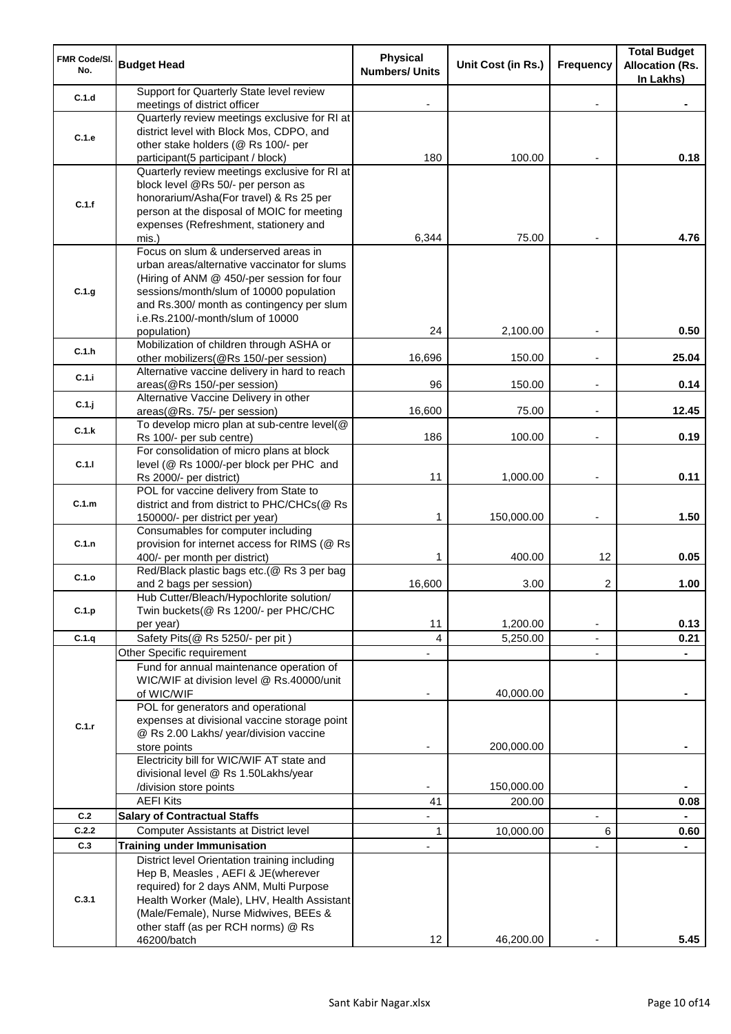| FMR Code/Sl. No. | Budget Head | Physical Numbers/ Units | Unit Cost (in Rs.) | Frequency | Total Budget Allocation (Rs. In Lakhs) |
|---|---|---|---|---|---|
| C.1.d | Support for Quarterly State level review meetings of district officer | - | | - | - |
| C.1.e | Quarterly review meetings exclusive for RI at district level with Block Mos, CDPO, and other stake holders (@ Rs 100/- per participant(5 participant / block) | 180 | 100.00 | - | 0.18 |
| C.1.f | Quarterly review meetings exclusive for RI at block level @Rs 50/- per person as honorarium/Asha(For travel) & Rs 25 per person at the disposal of MOIC for meeting expenses (Refreshment, stationery and mis.) | 6,344 | 75.00 | - | 4.76 |
| C.1.g | Focus on slum & underserved areas in urban areas/alternative vaccinator for slums (Hiring of ANM @ 450/-per session for four sessions/month/slum of 10000 population and Rs.300/ month as contingency per slum i.e.Rs.2100/-month/slum of 10000 population) | 24 | 2,100.00 | - | 0.50 |
| C.1.h | Mobilization of children through ASHA or other mobilizers(@Rs 150/-per session) | 16,696 | 150.00 | - | 25.04 |
| C.1.i | Alternative vaccine delivery in hard to reach areas(@Rs 150/-per session) | 96 | 150.00 | - | 0.14 |
| C.1.j | Alternative Vaccine Delivery in other areas(@Rs. 75/- per session) | 16,600 | 75.00 | - | 12.45 |
| C.1.k | To develop micro plan at sub-centre level(@ Rs 100/- per sub centre) | 186 | 100.00 | - | 0.19 |
| C.1.l | For consolidation of micro plans at block level (@ Rs 1000/-per block per PHC and Rs 2000/- per district) | 11 | 1,000.00 | - | 0.11 |
| C.1.m | POL for vaccine delivery from State to district and from district to PHC/CHCs(@ Rs 150000/- per district per year) | 1 | 150,000.00 | - | 1.50 |
| C.1.n | Consumables for computer including provision for internet access for RIMS (@ Rs 400/- per month per district) | 1 | 400.00 | 12 | 0.05 |
| C.1.o | Red/Black plastic bags etc.(@ Rs 3 per bag and 2 bags per session) | 16,600 | 3.00 | 2 | 1.00 |
| C.1.p | Hub Cutter/Bleach/Hypochlorite solution/ Twin buckets(@ Rs 1200/- per PHC/CHC per year) | 11 | 1,200.00 | - | 0.13 |
| C.1.q | Safety Pits(@ Rs 5250/- per pit ) | 4 | 5,250.00 | - | 0.21 |
| C.1.r | Other Specific requirement | - | | - | - |
| | Fund for annual maintenance operation of WIC/WIF at division level @ Rs.40000/unit of WIC/WIF | - | 40,000.00 | | - |
| | POL for generators and operational expenses at divisional vaccine storage point @ Rs 2.00 Lakhs/ year/division vaccine store points | - | 200,000.00 | | - |
| | Electricity bill for WIC/WIF AT state and divisional level @ Rs 1.50Lakhs/year /division store points | - | 150,000.00 | | - |
| | AEFI Kits | 41 | 200.00 | | 0.08 |
| C.2 | **Salary of Contractual Staffs** | - | | - | - |
| C.2.2 | Computer Assistants at District level | 1 | 10,000.00 | 6 | 0.60 |
| C.3 | **Training under Immunisation** | - | | - | - |
| C.3.1 | District level Orientation training including Hep B, Measles , AEFI & JE(wherever required) for 2 days ANM, Multi Purpose Health Worker (Male), LHV, Health Assistant (Male/Female), Nurse Midwives, BEEs & other staff (as per RCH norms) @ Rs 46200/batch | 12 | 46,200.00 | - | 5.45 |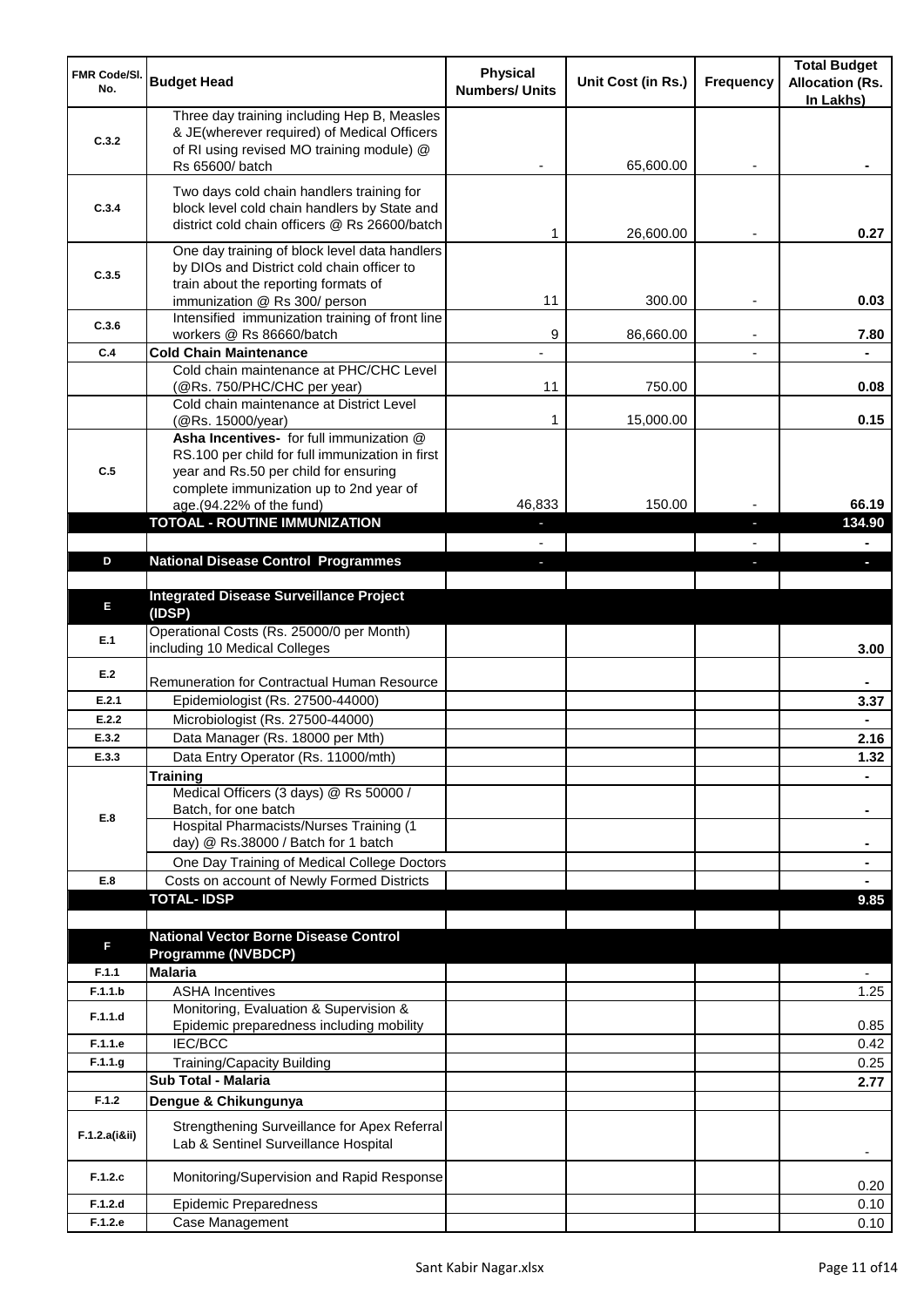| FMR Code/Sl. No. | Budget Head | Physical Numbers/ Units | Unit Cost (in Rs.) | Frequency | Total Budget Allocation (Rs. In Lakhs) |
|---|---|---|---|---|---|
| C.3.2 | Three day training including Hep B, Measles & JE(wherever required) of Medical Officers of RI using revised MO training module) @ Rs 65600/ batch | - | 65,600.00 | - | - |
| C.3.4 | Two days cold chain handlers training for block level cold chain handlers by State and district cold chain officers @ Rs 26600/batch | 1 | 26,600.00 | - | 0.27 |
| C.3.5 | One day training of block level data handlers by DIOs and District cold chain officer to train about the reporting formats of immunization @ Rs 300/ person | 11 | 300.00 | - | 0.03 |
| C.3.6 | Intensified immunization training of front line workers @ Rs 86660/batch | 9 | 86,660.00 | - | 7.80 |
| C.4 | **Cold Chain Maintenance** | - | | - | - |
| | Cold chain maintenance at PHC/CHC Level (@Rs. 750/PHC/CHC per year) | 11 | 750.00 | | 0.08 |
| | Cold chain maintenance at District Level (@Rs. 15000/year) | 1 | 15,000.00 | | 0.15 |
| C.5 | **Asha Incentives-** for full immunization @ RS.100 per child for full immunization in first year and Rs.50 per child for ensuring complete immunization up to 2nd year of age.(94.22% of the fund) | 46,833 | 150.00 | - | 66.19 |
| | **TOTOAL - ROUTINE IMMUNIZATION** | - | | - | **134.90** |
| | | - | | - | - |
| **D** | **National Disease Control Programmes** | - | | - | - |
| | | | | | |
| **E** | **Integrated Disease Surveillance Project (IDSP)** | | | | |
| E.1 | Operational Costs (Rs. 25000/0 per Month) including 10 Medical Colleges | | | | 3.00 |
| E.2 | Remuneration for Contractual Human Resource | | | | - |
| E.2.1 | Epidemiologist (Rs. 27500-44000) | | | | 3.37 |
| E.2.2 | Microbiologist (Rs. 27500-44000) | | | | - |
| E.3.2 | Data Manager (Rs. 18000 per Mth) | | | | 2.16 |
| E.3.3 | Data Entry Operator (Rs. 11000/mth) | | | | 1.32 |
| E.8 | **Training** | | | | - |
| | Medical Officers (3 days) @ Rs 50000 / Batch, for one batch | | | | - |
| | Hospital Pharmacists/Nurses Training (1 day) @ Rs.38000 / Batch for 1 batch | | | | - |
| | One Day Training of Medical College Doctors | | | | - |
| E.8 | Costs on account of Newly Formed Districts | | | | - |
| | **TOTAL- IDSP** | | | | **9.85** |
| | | | | | |
| **F** | **National Vector Borne Disease Control Programme (NVBDCP)** | | | | |
| F.1.1 | **Malaria** | | | | - |
| F.1.1.b | ASHA Incentives | | | | 1.25 |
| F.1.1.d | Monitoring, Evaluation & Supervision & Epidemic preparedness including mobility | | | | 0.85 |
| F.1.1.e | IEC/BCC | | | | 0.42 |
| F.1.1.g | Training/Capacity Building | | | | 0.25 |
| | **Sub Total - Malaria** | | | | **2.77** |
| F.1.2 | **Dengue & Chikungunya** | | | | |
| F.1.2.a(i&ii) | Strengthening Surveillance for Apex Referral Lab & Sentinel Surveillance Hospital | | | | - |
| F.1.2.c | Monitoring/Supervision and Rapid Response | | | | 0.20 |
| F.1.2.d | Epidemic Preparedness | | | | 0.10 |
| F.1.2.e | Case Management | | | | 0.10 |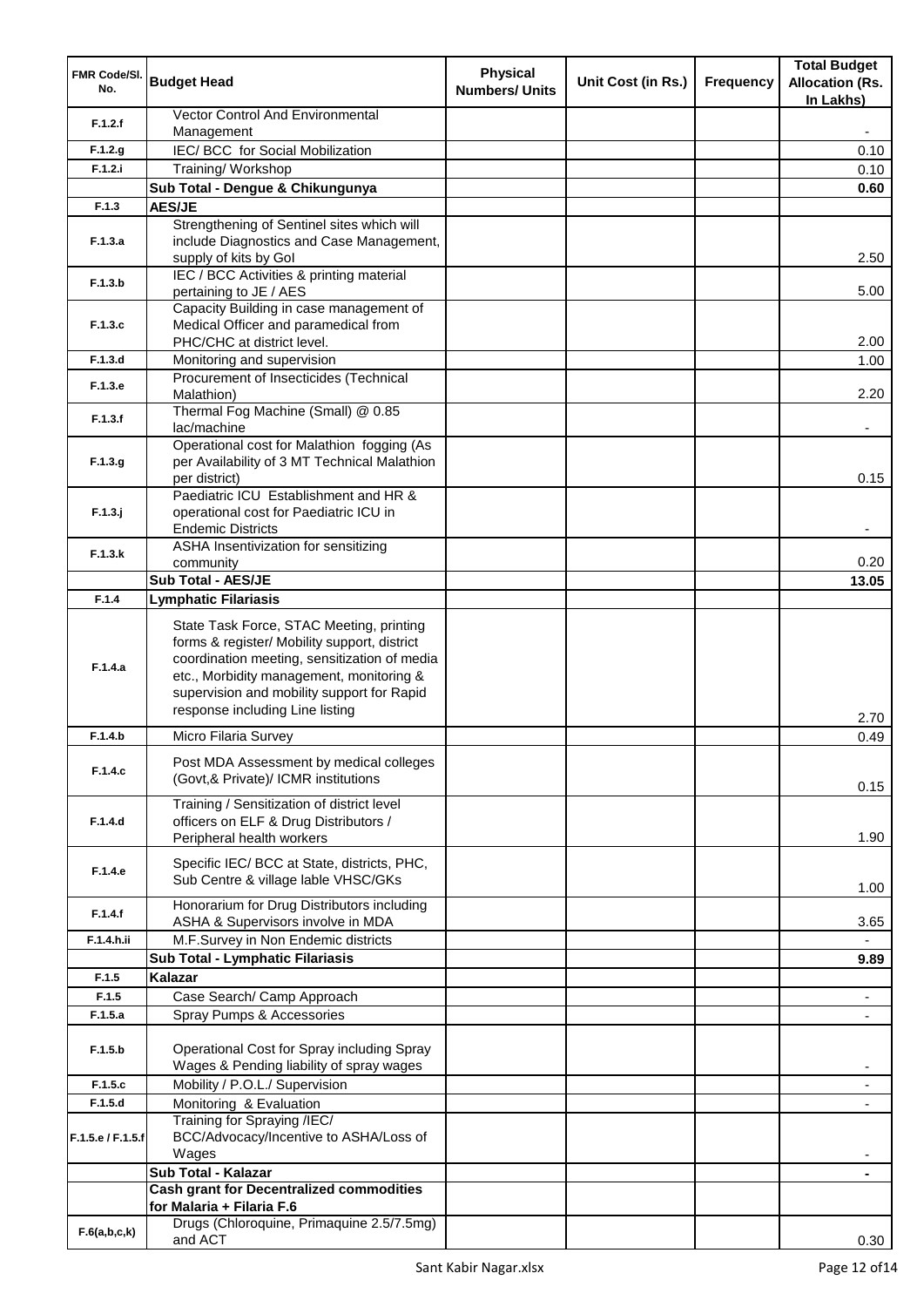| FMR Code/Sl. No. | Budget Head | Physical Numbers/ Units | Unit Cost (in Rs.) | Frequency | Total Budget Allocation (Rs. In Lakhs) |
|---|---|---|---|---|---|
| F.1.2.f | Vector Control And Environmental Management | | | | - |
| F.1.2.g | IEC/ BCC for Social Mobilization | | | | 0.10 |
| F.1.2.i | Training/ Workshop | | | | 0.10 |
| | **Sub Total - Dengue & Chikungunya** | | | | **0.60** |
| F.1.3 | **AES/JE** | | | | |
| F.1.3.a | Strengthening of Sentinel sites which will include Diagnostics and Case Management, supply of kits by GoI | | | | 2.50 |
| F.1.3.b | IEC / BCC Activities & printing material pertaining to JE / AES | | | | 5.00 |
| F.1.3.c | Capacity Building in case management of Medical Officer and paramedical from PHC/CHC at district level. | | | | 2.00 |
| F.1.3.d | Monitoring and supervision | | | | 1.00 |
| F.1.3.e | Procurement of Insecticides (Technical Malathion) | | | | 2.20 |
| F.1.3.f | Thermal Fog Machine (Small) @ 0.85 lac/machine | | | | - |
| F.1.3.g | Operational cost for Malathion fogging (As per Availability of 3 MT Technical Malathion per district) | | | | 0.15 |
| F.1.3.j | Paediatric ICU Establishment and HR & operational cost for Paediatric ICU in Endemic Districts | | | | - |
| F.1.3.k | ASHA Insentivization for sensitizing community | | | | 0.20 |
| | **Sub Total - AES/JE** | | | | **13.05** |
| F.1.4 | **Lymphatic Filariasis** | | | | |
| F.1.4.a | State Task Force, STAC Meeting, printing forms & register/ Mobility support, district coordination meeting, sensitization of media etc., Morbidity management, monitoring & supervision and mobility support for Rapid response including Line listing | | | | 2.70 |
| F.1.4.b | Micro Filaria Survey | | | | 0.49 |
| F.1.4.c | Post MDA Assessment by medical colleges (Govt,& Private)/ ICMR institutions | | | | 0.15 |
| F.1.4.d | Training / Sensitization of district level officers on ELF & Drug Distributors / Peripheral health workers | | | | 1.90 |
| F.1.4.e | Specific IEC/ BCC at State, districts, PHC, Sub Centre & village lable VHSC/GKs | | | | 1.00 |
| F.1.4.f | Honorarium for Drug Distributors including ASHA & Supervisors involve in MDA | | | | 3.65 |
| F.1.4.h.ii | M.F.Survey in Non Endemic districts | | | | - |
| | **Sub Total - Lymphatic Filariasis** | | | | **9.89** |
| F.1.5 | **Kalazar** | | | | |
| F.1.5 | Case Search/ Camp Approach | | | | - |
| F.1.5.a | Spray Pumps & Accessories | | | | - |
| F.1.5.b | Operational Cost for Spray including Spray Wages & Pending liability of spray wages | | | | - |
| F.1.5.c | Mobility / P.O.L./ Supervision | | | | - |
| F.1.5.d | Monitoring & Evaluation | | | | - |
| F.1.5.e / F.1.5.f | Training for Spraying /IEC/ BCC/Advocacy/Incentive to ASHA/Loss of Wages | | | | - |
| | **Sub Total - Kalazar** | | | | **-** |
| | **Cash grant for Decentralized commodities for Malaria + Filaria F.6** | | | | |
| F.6(a,b,c,k) | Drugs (Chloroquine, Primaquine 2.5/7.5mg) and ACT | | | | 0.30 |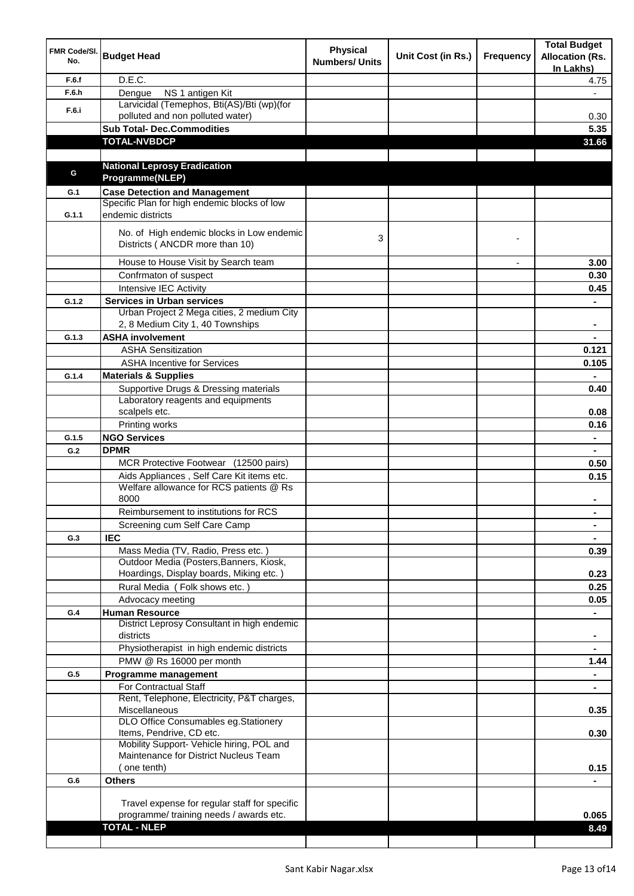| FMR Code/Sl. No. | Budget Head | Physical Numbers/ Units | Unit Cost (in Rs.) | Frequency | Total Budget Allocation (Rs. In Lakhs) |
|---|---|---|---|---|---|
| F.6.f | D.E.C. | | | | 4.75 |
| F.6.h | Dengue NS 1 antigen Kit | | | | - |
| F.6.i | Larvicidal (Temephos, Bti(AS)/Bti (wp)(for polluted and non polluted water) | | | | 0.30 |
| | **Sub Total- Dec.Commodities** | | | | **5.35** |
| | **TOTAL-NVBDCP** | | | | **31.66** |
| | | | | | |
| G | **National Leprosy Eradication Programme(NLEP)** | | | | |
| G.1 | **Case Detection and Management** | | | | |
| G.1.1 | Specific Plan for high endemic blocks of low endemic districts | | | | |
| | No. of High endemic blocks in Low endemic Districts ( ANCDR more than 10) | 3 | | - | |
| | House to House Visit by Search team | | | - | **3.00** |
| | Confrmaton of suspect | | | | **0.30** |
| | Intensive IEC Activity | | | | **0.45** |
| G.1.2 | **Services in Urban services** | | | | **-** |
| | Urban Project 2 Mega cities, 2 medium City 2, 8 Medium City 1, 40 Townships | | | | **-** |
| G.1.3 | **ASHA involvement** | | | | **-** |
| | ASHA Sensitization | | | | **0.121** |
| | ASHA Incentive for Services | | | | **0.105** |
| G.1.4 | **Materials & Supplies** | | | | **-** |
| | Supportive Drugs & Dressing materials | | | | **0.40** |
| | Laboratory reagents and equipments scalpels etc. | | | | **0.08** |
| | Printing works | | | | **0.16** |
| G.1.5 | **NGO Services** | | | | **-** |
| G.2 | **DPMR** | | | | **-** |
| | MCR Protective Footwear (12500 pairs) | | | | **0.50** |
| | Aids Appliances , Self Care Kit items etc. | | | | **0.15** |
| | Welfare allowance for RCS patients @ Rs 8000 | | | | **-** |
| | Reimbursement to institutions for RCS | | | | **-** |
| | Screening cum Self Care Camp | | | | **-** |
| G.3 | **IEC** | | | | **-** |
| | Mass Media (TV, Radio, Press etc. ) | | | | **0.39** |
| | Outdoor Media (Posters,Banners, Kiosk, Hoardings, Display boards, Miking etc. ) | | | | **0.23** |
| | Rural Media ( Folk shows etc. ) | | | | **0.25** |
| | Advocacy meeting | | | | **0.05** |
| G.4 | **Human Resource** | | | | **-** |
| | District Leprosy Consultant in high endemic districts | | | | **-** |
| | Physiotherapist in high endemic districts | | | | **-** |
| | PMW @ Rs 16000 per month | | | | **1.44** |
| G.5 | **Programme management** | | | | **-** |
| | For Contractual Staff | | | | **-** |
| | Rent, Telephone, Electricity, P&T charges, Miscellaneous | | | | **0.35** |
| | DLO Office Consumables eg.Stationery Items, Pendrive, CD etc. | | | | **0.30** |
| | Mobility Support- Vehicle hiring, POL and Maintenance for District Nucleus Team ( one tenth) | | | | **0.15** |
| G.6 | **Others** | | | | **-** |
| | Travel expense for regular staff for specific programme/ training needs / awards etc. | | | | **0.065** |
| | **TOTAL - NLEP** | | | | **8.49** |
| | | | | | |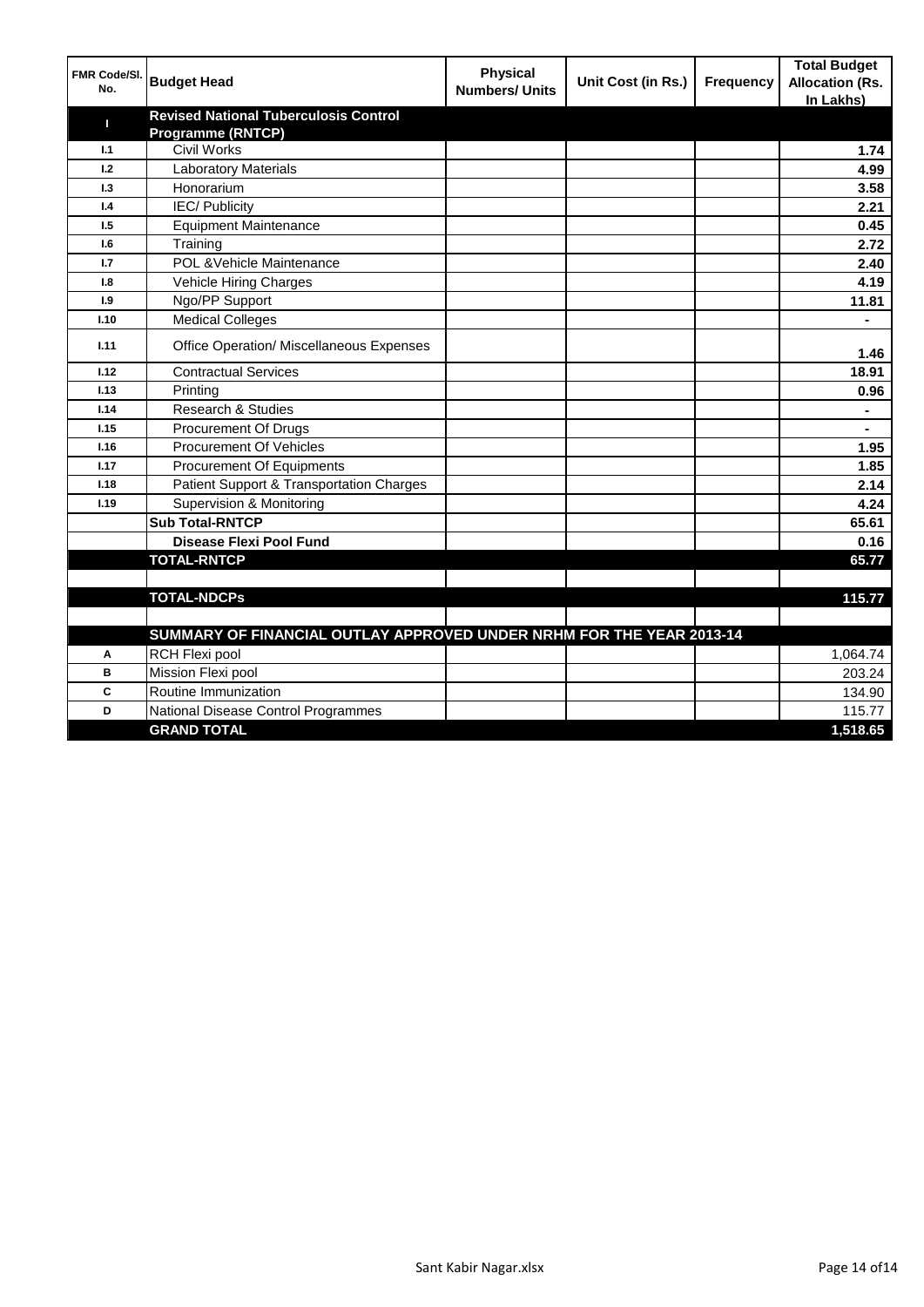| FMR Code/Sl. No. | Budget Head | Physical Numbers/ Units | Unit Cost (in Rs.) | Frequency | Total Budget Allocation (Rs. In Lakhs) |
|---|---|---|---|---|---|
| **I** | **Revised National Tuberculosis Control Programme (RNTCP)** | | | | |
| I.1 | Civil Works | | | | **1.74** |
| I.2 | Laboratory Materials | | | | **4.99** |
| I.3 | Honorarium | | | | **3.58** |
| I.4 | IEC/ Publicity | | | | **2.21** |
| I.5 | Equipment Maintenance | | | | **0.45** |
| I.6 | Training | | | | **2.72** |
| I.7 | POL &Vehicle Maintenance | | | | **2.40** |
| I.8 | Vehicle Hiring Charges | | | | **4.19** |
| I.9 | Ngo/PP Support | | | | **11.81** |
| I.10 | Medical Colleges | | | | **-** |
| I.11 | Office Operation/ Miscellaneous Expenses | | | | **1.46** |
| I.12 | Contractual Services | | | | **18.91** |
| I.13 | Printing | | | | **0.96** |
| I.14 | Research & Studies | | | | **-** |
| I.15 | Procurement Of Drugs | | | | **-** |
| I.16 | Procurement Of Vehicles | | | | **1.95** |
| I.17 | Procurement Of Equipments | | | | **1.85** |
| I.18 | Patient Support & Transportation Charges | | | | **2.14** |
| I.19 | Supervision & Monitoring | | | | **4.24** |
| | **Sub Total-RNTCP** | | | | **65.61** |
| | **Disease Flexi Pool Fund** | | | | **0.16** |
| | **TOTAL-RNTCP** | | | | **65.77** |
| | | | | | |
| | **TOTAL-NDCPs** | | | | **115.77** |
| | | | | | |
| | **SUMMARY OF FINANCIAL OUTLAY APPROVED UNDER NRHM FOR THE YEAR 2013-14** | | | | |
| A | RCH Flexi pool | | | | 1,064.74 |
| B | Mission Flexi pool | | | | 203.24 |
| C | Routine Immunization | | | | 134.90 |
| D | National Disease Control Programmes | | | | 115.77 |
| | **GRAND TOTAL** | | | | **1,518.65** |